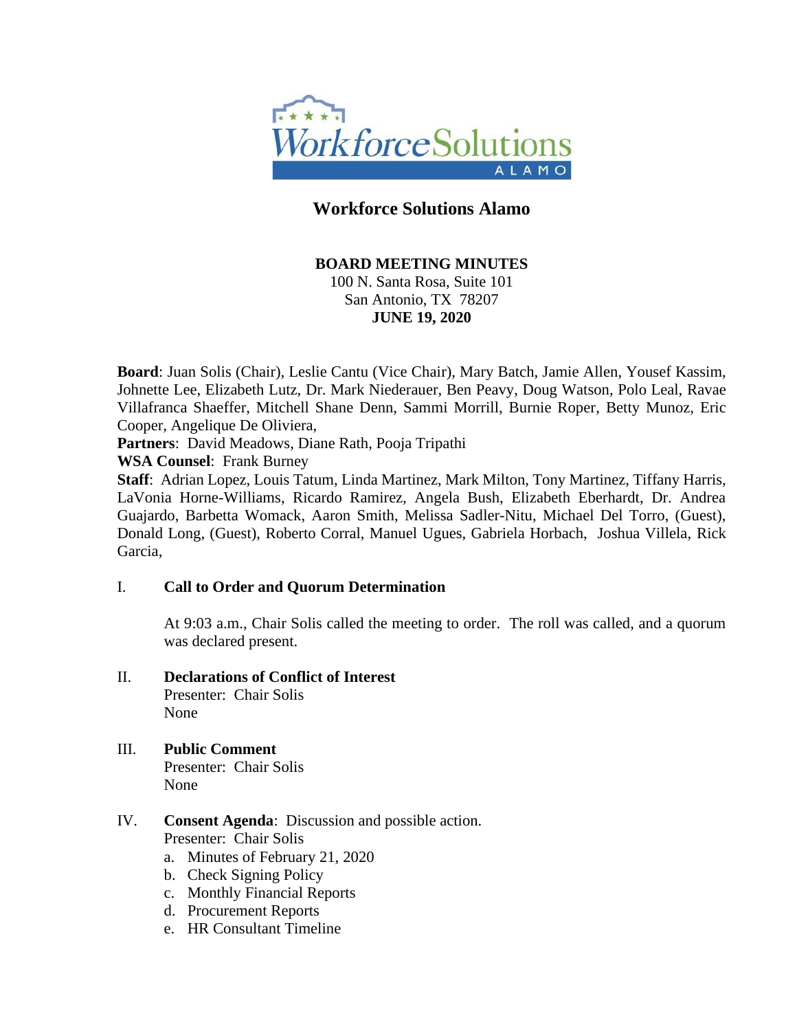# Workforce Solutions Alamo

**BOARD MEETING MINUTES**
100 N. Santa Rosa, Suite 101
San Antonio, TX 78207
**JUNE 19, 2020**

**Board**: Juan Solis (Chair), Leslie Cantu (Vice Chair), Mary Batch, Jamie Allen, Yousef Kassim, Johnette Lee, Elizabeth Lutz, Dr. Mark Niederauer, Ben Peavy, Doug Watson, Polo Leal, Ravae Villafranca Shaeffer, Mitchell Shane Denn, Sammi Morrill, Burnie Roper, Betty Munoz, Eric Cooper, Angelique De Oliviera,
**Partners**: David Meadows, Diane Rath, Pooja Tripathi
**WSA Counsel**: Frank Burney
**Staff**: Adrian Lopez, Louis Tatum, Linda Martinez, Mark Milton, Tony Martinez, Tiffany Harris, LaVonia Horne-Williams, Ricardo Ramirez, Angela Bush, Elizabeth Eberhardt, Dr. Andrea Guajardo, Barbetta Womack, Aaron Smith, Melissa Sadler-Nitu, Michael Del Torro, (Guest), Donald Long, (Guest), Roberto Corral, Manuel Ugues, Gabriela Horbach, Joshua Villela, Rick Garcia,

## I. Call to Order and Quorum Determination

At 9:03 a.m., Chair Solis called the meeting to order. The roll was called, and a quorum was declared present.

## II. Declarations of Conflict of Interest

Presenter: Chair Solis
None

## III. Public Comment

Presenter: Chair Solis
None

## IV. Consent Agenda: Discussion and possible action.

Presenter: Chair Solis

a. Minutes of February 21, 2020
b. Check Signing Policy
c. Monthly Financial Reports
d. Procurement Reports
e. HR Consultant Timeline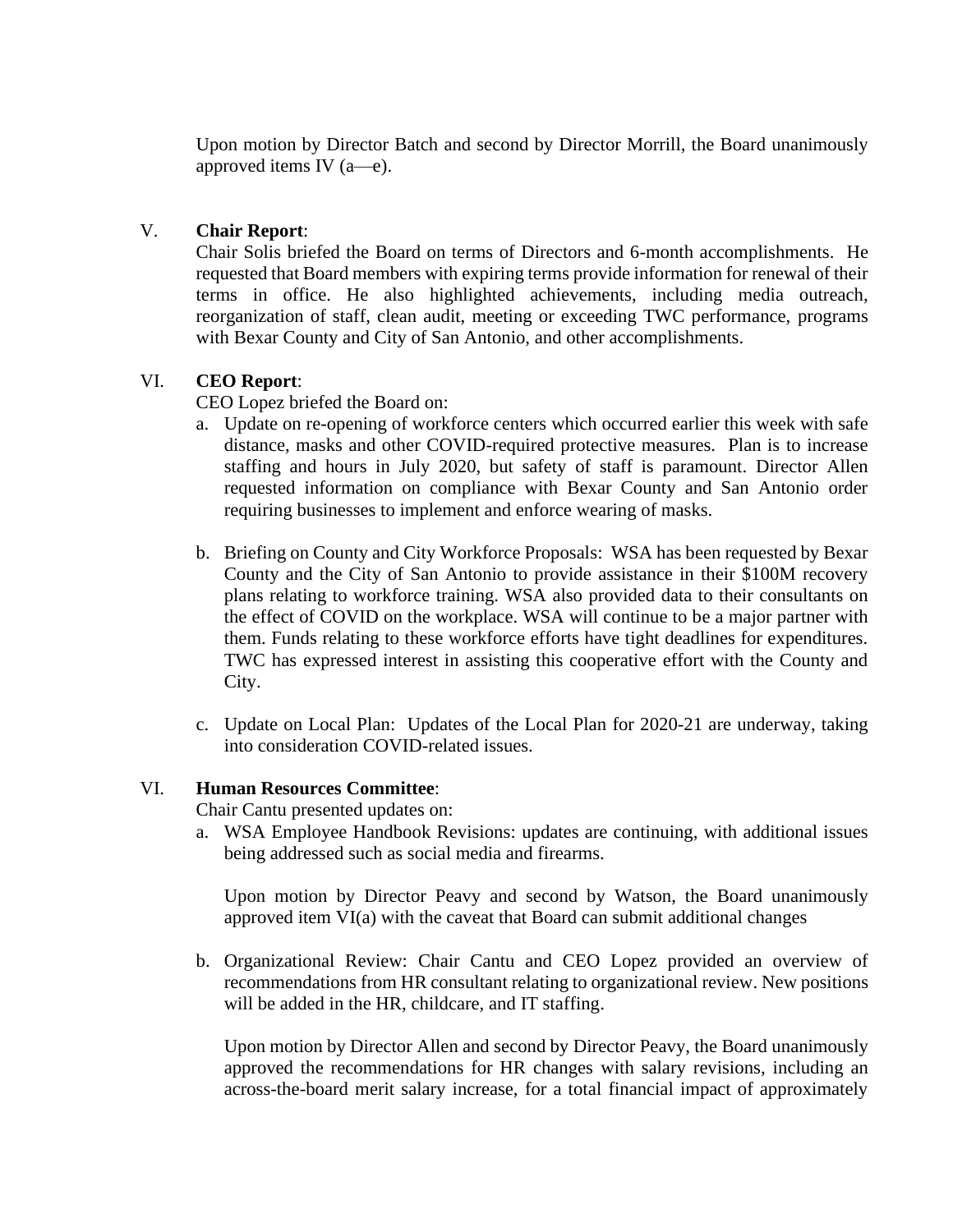Upon motion by Director Batch and second by Director Morrill, the Board unanimously approved items IV (a—e).

V. **Chair Report**:
Chair Solis briefed the Board on terms of Directors and 6-month accomplishments. He requested that Board members with expiring terms provide information for renewal of their terms in office. He also highlighted achievements, including media outreach, reorganization of staff, clean audit, meeting or exceeding TWC performance, programs with Bexar County and City of San Antonio, and other accomplishments.

VI. **CEO Report**:
CEO Lopez briefed the Board on:

a. Update on re-opening of workforce centers which occurred earlier this week with safe distance, masks and other COVID-required protective measures. Plan is to increase staffing and hours in July 2020, but safety of staff is paramount. Director Allen requested information on compliance with Bexar County and San Antonio order requiring businesses to implement and enforce wearing of masks.

b. Briefing on County and City Workforce Proposals: WSA has been requested by Bexar County and the City of San Antonio to provide assistance in their $100M recovery plans relating to workforce training. WSA also provided data to their consultants on the effect of COVID on the workplace. WSA will continue to be a major partner with them. Funds relating to these workforce efforts have tight deadlines for expenditures. TWC has expressed interest in assisting this cooperative effort with the County and City.

c. Update on Local Plan: Updates of the Local Plan for 2020-21 are underway, taking into consideration COVID-related issues.

VI. **Human Resources Committee**:
Chair Cantu presented updates on:

a. WSA Employee Handbook Revisions: updates are continuing, with additional issues being addressed such as social media and firearms.

   Upon motion by Director Peavy and second by Watson, the Board unanimously approved item VI(a) with the caveat that Board can submit additional changes

b. Organizational Review: Chair Cantu and CEO Lopez provided an overview of recommendations from HR consultant relating to organizational review. New positions will be added in the HR, childcare, and IT staffing.

   Upon motion by Director Allen and second by Director Peavy, the Board unanimously approved the recommendations for HR changes with salary revisions, including an across-the-board merit salary increase, for a total financial impact of approximately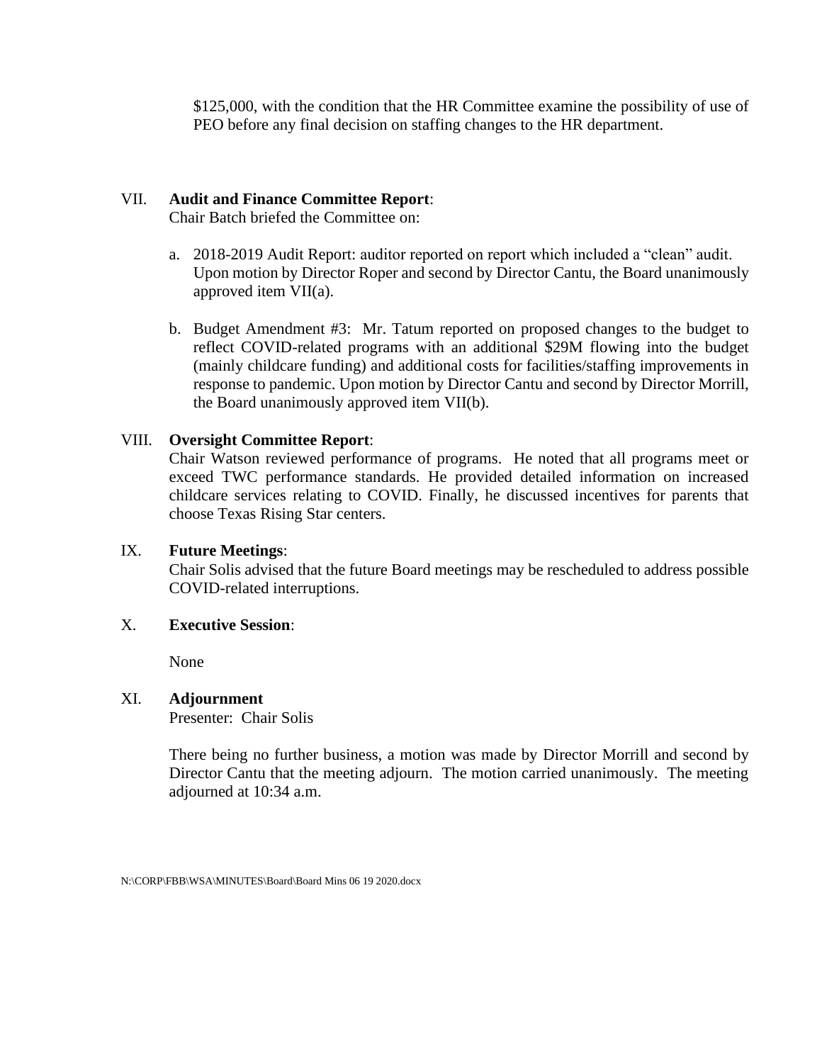$125,000, with the condition that the HR Committee examine the possibility of use of PEO before any final decision on staffing changes to the HR department.

VII. **Audit and Finance Committee Report**:
Chair Batch briefed the Committee on:

a. 2018-2019 Audit Report: auditor reported on report which included a "clean" audit. Upon motion by Director Roper and second by Director Cantu, the Board unanimously approved item VII(a).

b. Budget Amendment #3: Mr. Tatum reported on proposed changes to the budget to reflect COVID-related programs with an additional $29M flowing into the budget (mainly childcare funding) and additional costs for facilities/staffing improvements in response to pandemic. Upon motion by Director Cantu and second by Director Morrill, the Board unanimously approved item VII(b).

VIII. **Oversight Committee Report**:
Chair Watson reviewed performance of programs. He noted that all programs meet or exceed TWC performance standards. He provided detailed information on increased childcare services relating to COVID. Finally, he discussed incentives for parents that choose Texas Rising Star centers.

IX. **Future Meetings**:
Chair Solis advised that the future Board meetings may be rescheduled to address possible COVID-related interruptions.

X. **Executive Session**:

None

XI. **Adjournment**
Presenter: Chair Solis

There being no further business, a motion was made by Director Morrill and second by Director Cantu that the meeting adjourn. The motion carried unanimously. The meeting adjourned at 10:34 a.m.

N:\CORP\FBB\WSA\MINUTES\Board\Board Mins 06 19 2020.docx